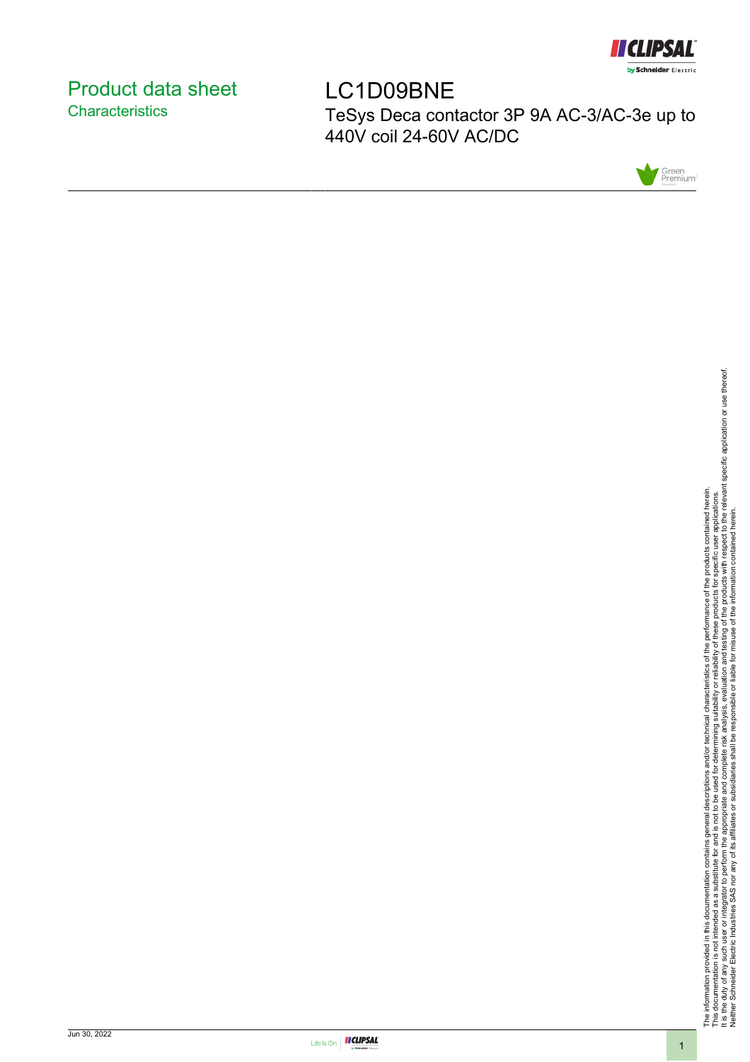# Product data sheet
## Characteristics

# LC1D09BNE

TeSys Deca contactor 3P 9A AC-3/AC-3e up to 440V coil 24-60V AC/DC

The information provided in this documentation contains general descriptions and/or technical characteristics of the performance of the products contained herein.
This documentation is not intended as a substitute for and is not to be used for determining suitability or reliability of these products for specific user applications.
It is the duty of any such user or integrator to perform the appropriate and complete risk analysis, evaluation and testing of the products with respect to the relevant specific application or use thereof.
Neither Schneider Electric Industries SAS nor any of its affiliates or subsidiaries shall be responsible or liable for misuse of the information contained herein.

Jun 30, 2022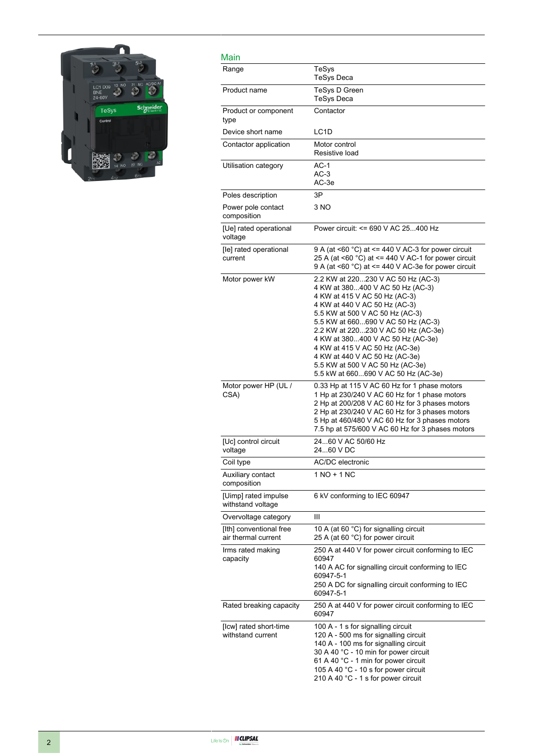## Main

| | |
|---|---|
| Range | TeSys<br>TeSys Deca |
| Product name | TeSys D Green<br>TeSys Deca |
| Product or component type | Contactor |
| Device short name | LC1D |
| Contactor application | Motor control<br>Resistive load |
| Utilisation category | AC-1<br>AC-3<br>AC-3e |
| Poles description | 3P |
| Power pole contact composition | 3 NO |
| [Ue] rated operational voltage | Power circuit: <= 690 V AC 25...400 Hz |
| [Ie] rated operational current | 9 A (at <60 °C) at <= 440 V AC-3 for power circuit<br>25 A (at <60 °C) at <= 440 V AC-1 for power circuit<br>9 A (at <60 °C) at <= 440 V AC-3e for power circuit |
| Motor power kW | 2.2 KW at 220...230 V AC 50 Hz (AC-3)<br>4 KW at 380...400 V AC 50 Hz (AC-3)<br>4 KW at 415 V AC 50 Hz (AC-3)<br>4 KW at 440 V AC 50 Hz (AC-3)<br>5.5 KW at 500 V AC 50 Hz (AC-3)<br>5.5 KW at 660...690 V AC 50 Hz (AC-3)<br>2.2 KW at 220...230 V AC 50 Hz (AC-3e)<br>4 KW at 380...400 V AC 50 Hz (AC-3e)<br>4 KW at 415 V AC 50 Hz (AC-3e)<br>4 KW at 440 V AC 50 Hz (AC-3e)<br>5.5 KW at 500 V AC 50 Hz (AC-3e)<br>5.5 kW at 660...690 V AC 50 Hz (AC-3e) |
| Motor power HP (UL / CSA) | 0.33 Hp at 115 V AC 60 Hz for 1 phase motors<br>1 Hp at 230/240 V AC 60 Hz for 1 phase motors<br>2 Hp at 200/208 V AC 60 Hz for 3 phases motors<br>2 Hp at 230/240 V AC 60 Hz for 3 phases motors<br>5 Hp at 460/480 V AC 60 Hz for 3 phases motors<br>7.5 hp at 575/600 V AC 60 Hz for 3 phases motors |
| [Uc] control circuit voltage | 24...60 V AC 50/60 Hz<br>24...60 V DC |
| Coil type | AC/DC electronic |
| Auxiliary contact composition | 1 NO + 1 NC |
| [Uimp] rated impulse withstand voltage | 6 kV conforming to IEC 60947 |
| Overvoltage category | III |
| [Ith] conventional free air thermal current | 10 A (at 60 °C) for signalling circuit<br>25 A (at 60 °C) for power circuit |
| Irms rated making capacity | 250 A at 440 V for power circuit conforming to IEC 60947<br>140 A AC for signalling circuit conforming to IEC 60947-5-1<br>250 A DC for signalling circuit conforming to IEC 60947-5-1 |
| Rated breaking capacity | 250 A at 440 V for power circuit conforming to IEC 60947 |
| [Icw] rated short-time withstand current | 100 A - 1 s for signalling circuit<br>120 A - 500 ms for signalling circuit<br>140 A - 100 ms for signalling circuit<br>30 A 40 °C - 10 min for power circuit<br>61 A 40 °C - 1 min for power circuit<br>105 A 40 °C - 10 s for power circuit<br>210 A 40 °C - 1 s for power circuit |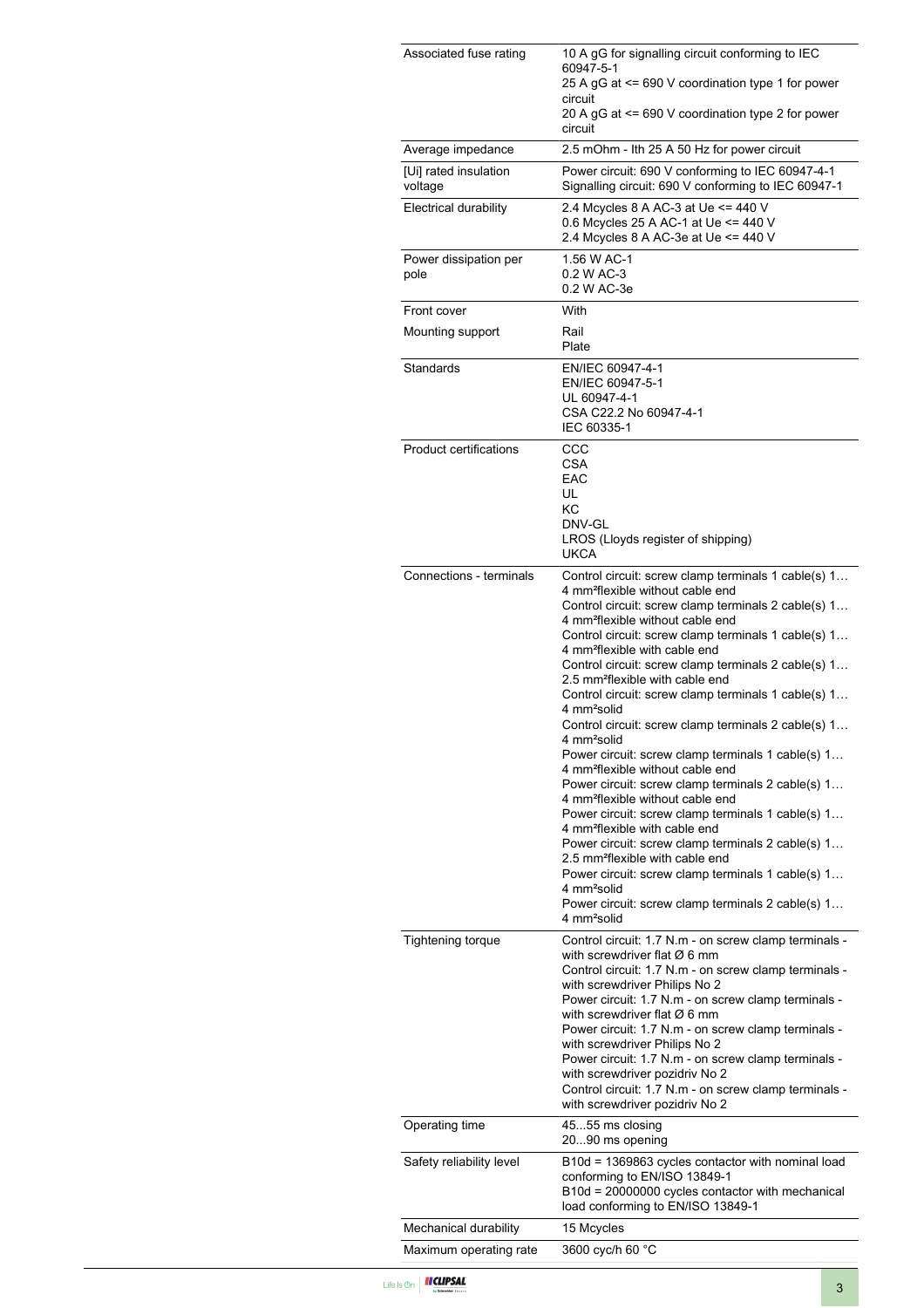| | |
|---|---|
| Associated fuse rating | 10 A gG for signalling circuit conforming to IEC 60947-5-1<br>25 A gG at <= 690 V coordination type 1 for power circuit<br>20 A gG at <= 690 V coordination type 2 for power circuit |
| Average impedance | 2.5 mOhm - Ith 25 A 50 Hz for power circuit |
| [Ui] rated insulation voltage | Power circuit: 690 V conforming to IEC 60947-4-1<br>Signalling circuit: 690 V conforming to IEC 60947-1 |
| Electrical durability | 2.4 Mcycles 8 A AC-3 at Ue <= 440 V<br>0.6 Mcycles 25 A AC-1 at Ue <= 440 V<br>2.4 Mcycles 8 A AC-3e at Ue <= 440 V |
| Power dissipation per pole | 1.56 W AC-1<br>0.2 W AC-3<br>0.2 W AC-3e |
| Front cover | With |
| Mounting support | Rail<br>Plate |
| Standards | EN/IEC 60947-4-1<br>EN/IEC 60947-5-1<br>UL 60947-4-1<br>CSA C22.2 No 60947-4-1<br>IEC 60335-1 |
| Product certifications | CCC<br>CSA<br>EAC<br>UL<br>KC<br>DNV-GL<br>LROS (Lloyds register of shipping)<br>UKCA |
| Connections - terminals | Control circuit: screw clamp terminals 1 cable(s) 1…4 mm²flexible without cable end<br>Control circuit: screw clamp terminals 2 cable(s) 1…4 mm²flexible without cable end<br>Control circuit: screw clamp terminals 1 cable(s) 1…4 mm²flexible with cable end<br>Control circuit: screw clamp terminals 2 cable(s) 1…2.5 mm²flexible with cable end<br>Control circuit: screw clamp terminals 1 cable(s) 1…4 mm²solid<br>Control circuit: screw clamp terminals 2 cable(s) 1…4 mm²solid<br>Power circuit: screw clamp terminals 1 cable(s) 1…4 mm²flexible without cable end<br>Power circuit: screw clamp terminals 2 cable(s) 1…4 mm²flexible without cable end<br>Power circuit: screw clamp terminals 1 cable(s) 1…4 mm²flexible with cable end<br>Power circuit: screw clamp terminals 2 cable(s) 1…2.5 mm²flexible with cable end<br>Power circuit: screw clamp terminals 1 cable(s) 1…4 mm²solid<br>Power circuit: screw clamp terminals 2 cable(s) 1…4 mm²solid |
| Tightening torque | Control circuit: 1.7 N.m - on screw clamp terminals - with screwdriver flat Ø 6 mm<br>Control circuit: 1.7 N.m - on screw clamp terminals - with screwdriver Philips No 2<br>Power circuit: 1.7 N.m - on screw clamp terminals - with screwdriver flat Ø 6 mm<br>Power circuit: 1.7 N.m - on screw clamp terminals - with screwdriver Philips No 2<br>Power circuit: 1.7 N.m - on screw clamp terminals - with screwdriver pozidriv No 2<br>Control circuit: 1.7 N.m - on screw clamp terminals - with screwdriver pozidriv No 2 |
| Operating time | 45...55 ms closing<br>20...90 ms opening |
| Safety reliability level | B10d = 1369863 cycles contactor with nominal load conforming to EN/ISO 13849-1<br>B10d = 20000000 cycles contactor with mechanical load conforming to EN/ISO 13849-1 |
| Mechanical durability | 15 Mcycles |
| Maximum operating rate | 3600 cyc/h 60 °C |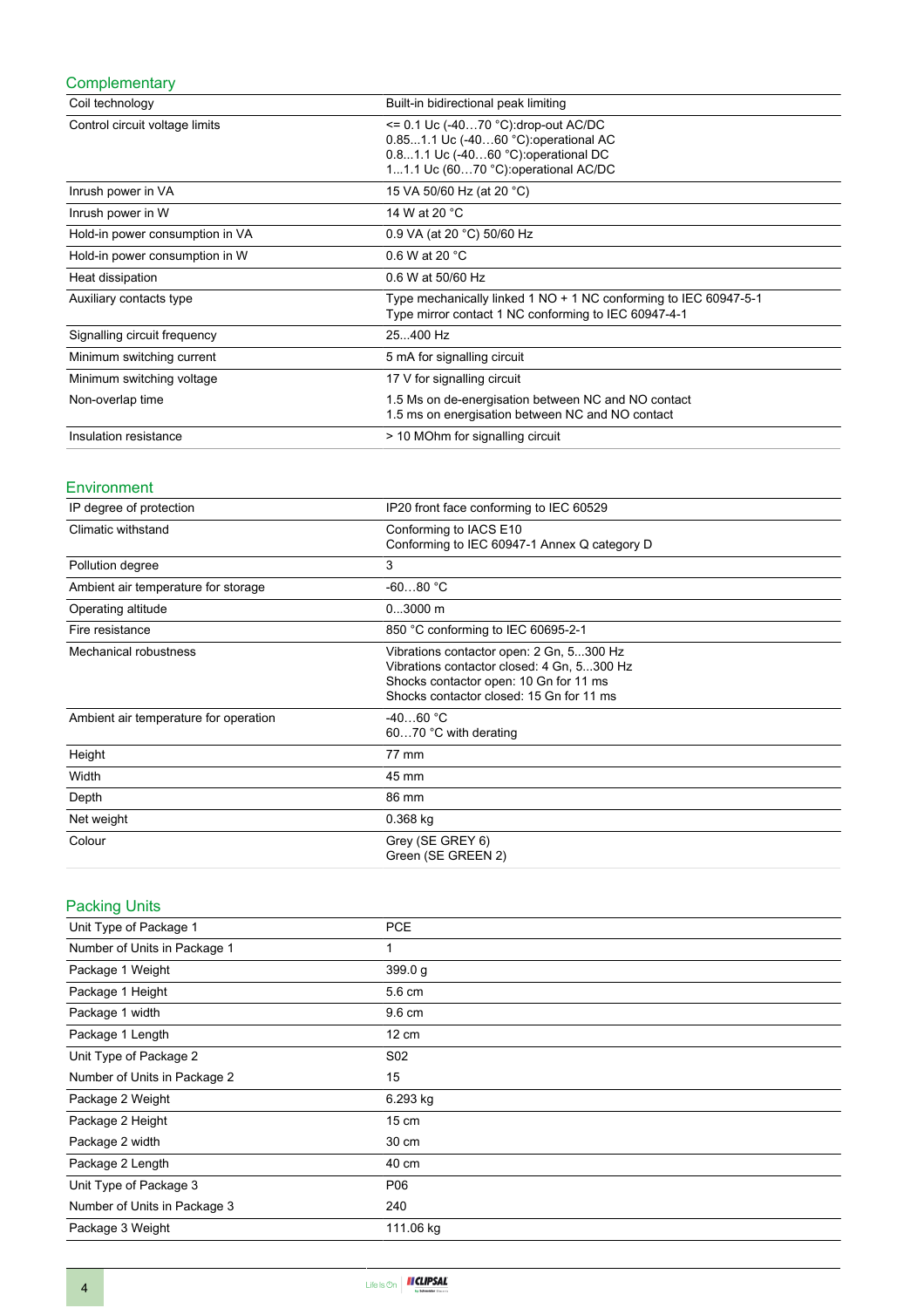## Complementary

| | |
|---|---|
| Coil technology | Built-in bidirectional peak limiting |
| Control circuit voltage limits | <= 0.1 Uc (-40…70 °C):drop-out AC/DC<br>0.85...1.1 Uc (-40…60 °C):operational AC<br>0.8...1.1 Uc (-40…60 °C):operational DC<br>1...1.1 Uc (60…70 °C):operational AC/DC |
| Inrush power in VA | 15 VA 50/60 Hz (at 20 °C) |
| Inrush power in W | 14 W at 20 °C |
| Hold-in power consumption in VA | 0.9 VA (at 20 °C) 50/60 Hz |
| Hold-in power consumption in W | 0.6 W at 20 °C |
| Heat dissipation | 0.6 W at 50/60 Hz |
| Auxiliary contacts type | Type mechanically linked 1 NO + 1 NC conforming to IEC 60947-5-1<br>Type mirror contact 1 NC conforming to IEC 60947-4-1 |
| Signalling circuit frequency | 25...400 Hz |
| Minimum switching current | 5 mA for signalling circuit |
| Minimum switching voltage | 17 V for signalling circuit |
| Non-overlap time | 1.5 Ms on de-energisation between NC and NO contact<br>1.5 ms on energisation between NC and NO contact |
| Insulation resistance | > 10 MOhm for signalling circuit |

## Environment

| | |
|---|---|
| IP degree of protection | IP20 front face conforming to IEC 60529 |
| Climatic withstand | Conforming to IACS E10<br>Conforming to IEC 60947-1 Annex Q category D |
| Pollution degree | 3 |
| Ambient air temperature for storage | -60…80 °C |
| Operating altitude | 0...3000 m |
| Fire resistance | 850 °C conforming to IEC 60695-2-1 |
| Mechanical robustness | Vibrations contactor open: 2 Gn, 5...300 Hz<br>Vibrations contactor closed: 4 Gn, 5...300 Hz<br>Shocks contactor open: 10 Gn for 11 ms<br>Shocks contactor closed: 15 Gn for 11 ms |
| Ambient air temperature for operation | -40…60 °C<br>60…70 °C with derating |
| Height | 77 mm |
| Width | 45 mm |
| Depth | 86 mm |
| Net weight | 0.368 kg |
| Colour | Grey (SE GREY 6)<br>Green (SE GREEN 2) |

## Packing Units

| | |
|---|---|
| Unit Type of Package 1 | PCE |
| Number of Units in Package 1 | 1 |
| Package 1 Weight | 399.0 g |
| Package 1 Height | 5.6 cm |
| Package 1 width | 9.6 cm |
| Package 1 Length | 12 cm |
| Unit Type of Package 2 | S02 |
| Number of Units in Package 2 | 15 |
| Package 2 Weight | 6.293 kg |
| Package 2 Height | 15 cm |
| Package 2 width | 30 cm |
| Package 2 Length | 40 cm |
| Unit Type of Package 3 | P06 |
| Number of Units in Package 3 | 240 |
| Package 3 Weight | 111.06 kg |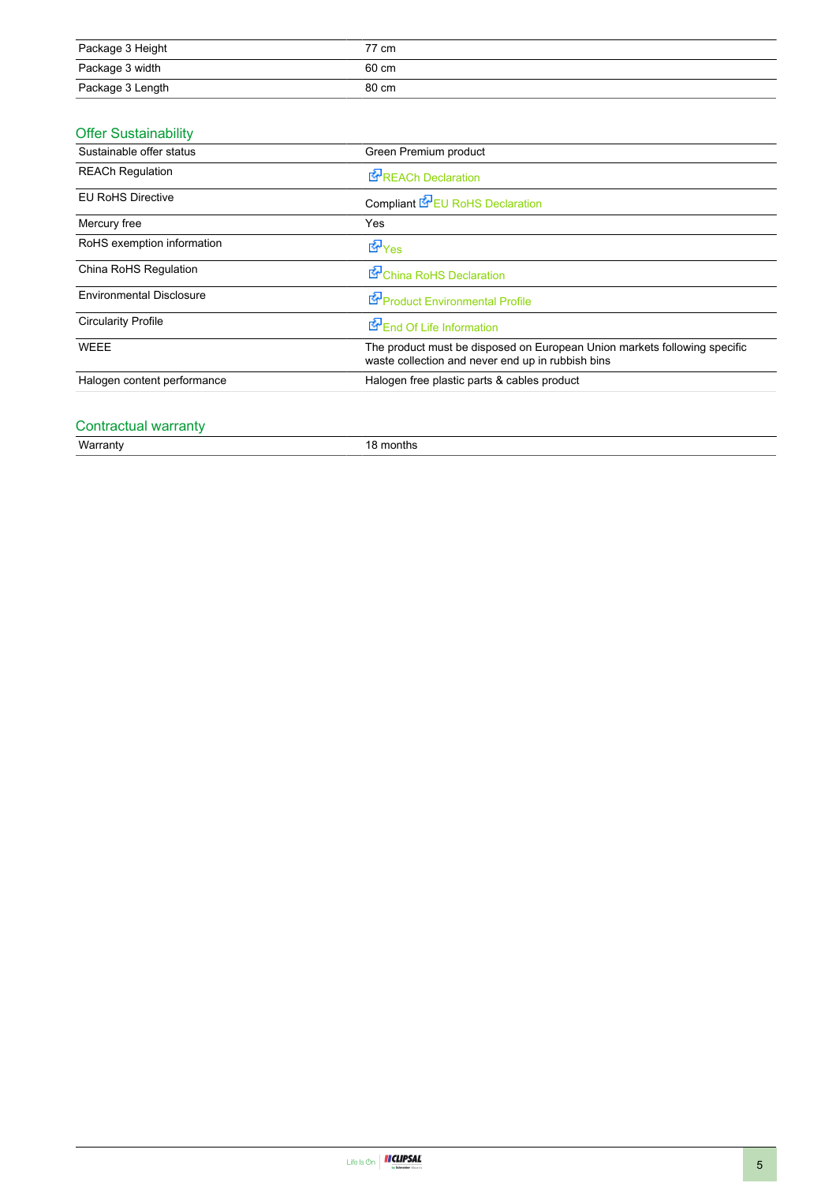| | |
|---|---|
| Package 3 Height | 77 cm |
| Package 3 width | 60 cm |
| Package 3 Length | 80 cm |

## Offer Sustainability

| | |
|---|---|
| Sustainable offer status | Green Premium product |
| REACh Regulation | REACh Declaration |
| EU RoHS Directive | Compliant EU RoHS Declaration |
| Mercury free | Yes |
| RoHS exemption information | Yes |
| China RoHS Regulation | China RoHS Declaration |
| Environmental Disclosure | Product Environmental Profile |
| Circularity Profile | End Of Life Information |
| WEEE | The product must be disposed on European Union markets following specific waste collection and never end up in rubbish bins |
| Halogen content performance | Halogen free plastic parts & cables product |

## Contractual warranty

| | |
|---|---|
| Warranty | 18 months |